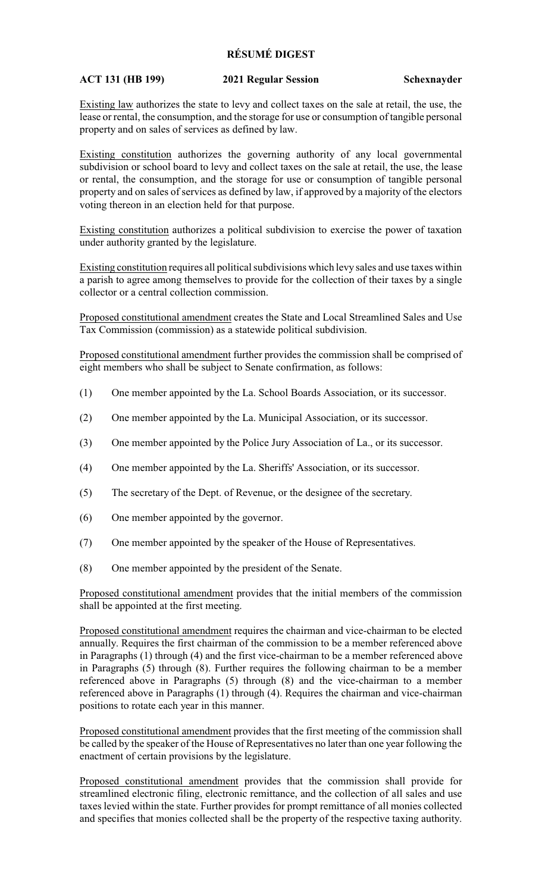# RÉSUMÉ DIGEST

**ACT 131 (HB 199)** **2021 Regular Session** **Schexnayder**

Existing law authorizes the state to levy and collect taxes on the sale at retail, the use, the lease or rental, the consumption, and the storage for use or consumption of tangible personal property and on sales of services as defined by law.

Existing constitution authorizes the governing authority of any local governmental subdivision or school board to levy and collect taxes on the sale at retail, the use, the lease or rental, the consumption, and the storage for use or consumption of tangible personal property and on sales of services as defined by law, if approved by a majority of the electors voting thereon in an election held for that purpose.

Existing constitution authorizes a political subdivision to exercise the power of taxation under authority granted by the legislature.

Existing constitution requires all political subdivisions which levy sales and use taxes within a parish to agree among themselves to provide for the collection of their taxes by a single collector or a central collection commission.

Proposed constitutional amendment creates the State and Local Streamlined Sales and Use Tax Commission (commission) as a statewide political subdivision.

Proposed constitutional amendment further provides the commission shall be comprised of eight members who shall be subject to Senate confirmation, as follows:

(1) One member appointed by the La. School Boards Association, or its successor.

(2) One member appointed by the La. Municipal Association, or its successor.

(3) One member appointed by the Police Jury Association of La., or its successor.

(4) One member appointed by the La. Sheriffs' Association, or its successor.

(5) The secretary of the Dept. of Revenue, or the designee of the secretary.

(6) One member appointed by the governor.

(7) One member appointed by the speaker of the House of Representatives.

(8) One member appointed by the president of the Senate.

Proposed constitutional amendment provides that the initial members of the commission shall be appointed at the first meeting.

Proposed constitutional amendment requires the chairman and vice-chairman to be elected annually. Requires the first chairman of the commission to be a member referenced above in Paragraphs (1) through (4) and the first vice-chairman to be a member referenced above in Paragraphs (5) through (8). Further requires the following chairman to be a member referenced above in Paragraphs (5) through (8) and the vice-chairman to a member referenced above in Paragraphs (1) through (4). Requires the chairman and vice-chairman positions to rotate each year in this manner.

Proposed constitutional amendment provides that the first meeting of the commission shall be called by the speaker of the House of Representatives no later than one year following the enactment of certain provisions by the legislature.

Proposed constitutional amendment provides that the commission shall provide for streamlined electronic filing, electronic remittance, and the collection of all sales and use taxes levied within the state. Further provides for prompt remittance of all monies collected and specifies that monies collected shall be the property of the respective taxing authority.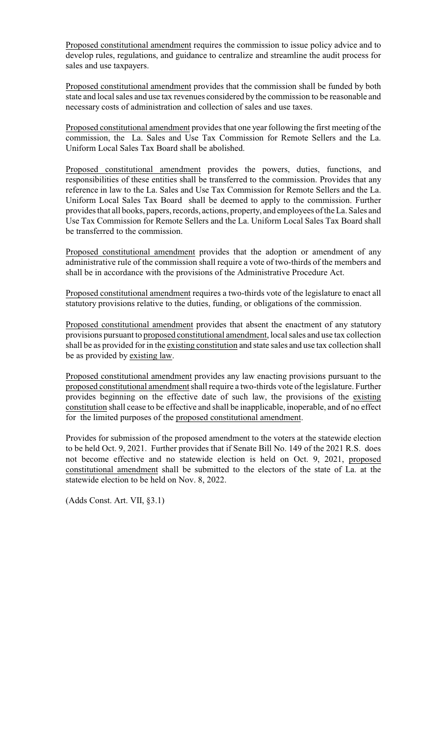Proposed constitutional amendment requires the commission to issue policy advice and to develop rules, regulations, and guidance to centralize and streamline the audit process for sales and use taxpayers.

Proposed constitutional amendment provides that the commission shall be funded by both state and local sales and use tax revenues considered by the commission to be reasonable and necessary costs of administration and collection of sales and use taxes.

Proposed constitutional amendment provides that one year following the first meeting of the commission, the La. Sales and Use Tax Commission for Remote Sellers and the La. Uniform Local Sales Tax Board shall be abolished.

Proposed constitutional amendment provides the powers, duties, functions, and responsibilities of these entities shall be transferred to the commission. Provides that any reference in law to the La. Sales and Use Tax Commission for Remote Sellers and the La. Uniform Local Sales Tax Board shall be deemed to apply to the commission. Further provides that all books, papers, records, actions, property, and employees of the La. Sales and Use Tax Commission for Remote Sellers and the La. Uniform Local Sales Tax Board shall be transferred to the commission.

Proposed constitutional amendment provides that the adoption or amendment of any administrative rule of the commission shall require a vote of two-thirds of the members and shall be in accordance with the provisions of the Administrative Procedure Act.

Proposed constitutional amendment requires a two-thirds vote of the legislature to enact all statutory provisions relative to the duties, funding, or obligations of the commission.

Proposed constitutional amendment provides that absent the enactment of any statutory provisions pursuant to proposed constitutional amendment, local sales and use tax collection shall be as provided for in the existing constitution and state sales and use tax collection shall be as provided by existing law.

Proposed constitutional amendment provides any law enacting provisions pursuant to the proposed constitutional amendment shall require a two-thirds vote of the legislature. Further provides beginning on the effective date of such law, the provisions of the existing constitution shall cease to be effective and shall be inapplicable, inoperable, and of no effect for the limited purposes of the proposed constitutional amendment.

Provides for submission of the proposed amendment to the voters at the statewide election to be held Oct. 9, 2021. Further provides that if Senate Bill No. 149 of the 2021 R.S. does not become effective and no statewide election is held on Oct. 9, 2021, proposed constitutional amendment shall be submitted to the electors of the state of La. at the statewide election to be held on Nov. 8, 2022.

(Adds Const. Art. VII, §3.1)